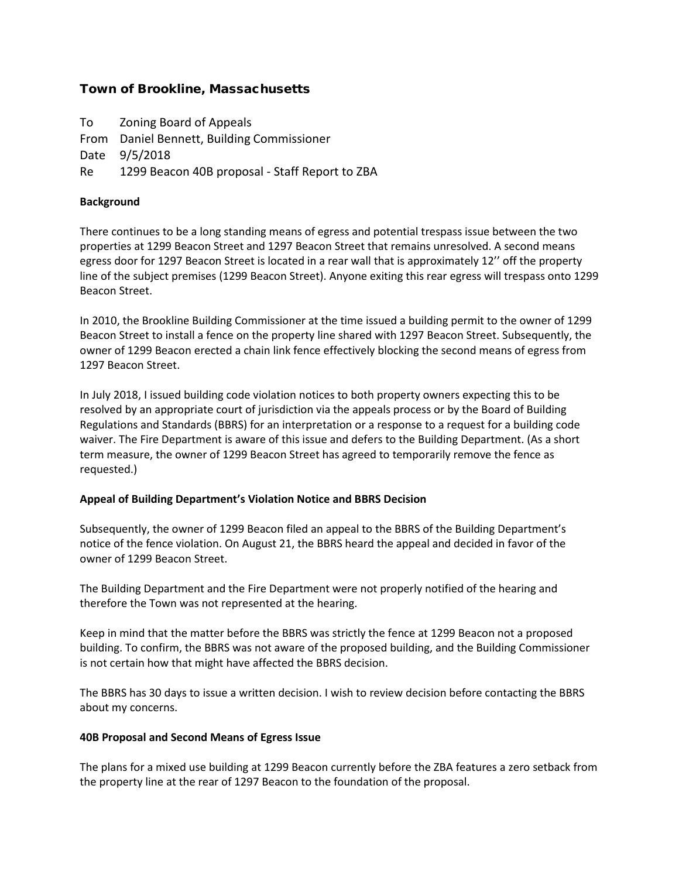## Town of Brookline, Massachusetts

To Zoning Board of Appeals
From Daniel Bennett, Building Commissioner
Date 9/5/2018
Re 1299 Beacon 40B proposal - Staff Report to ZBA

**Background**

There continues to be a long standing means of egress and potential trespass issue between the two properties at 1299 Beacon Street and 1297 Beacon Street that remains unresolved. A second means egress door for 1297 Beacon Street is located in a rear wall that is approximately 12'' off the property line of the subject premises (1299 Beacon Street). Anyone exiting this rear egress will trespass onto 1299 Beacon Street.

In 2010, the Brookline Building Commissioner at the time issued a building permit to the owner of 1299 Beacon Street to install a fence on the property line shared with 1297 Beacon Street. Subsequently, the owner of 1299 Beacon erected a chain link fence effectively blocking the second means of egress from 1297 Beacon Street.

In July 2018, I issued building code violation notices to both property owners expecting this to be resolved by an appropriate court of jurisdiction via the appeals process or by the Board of Building Regulations and Standards (BBRS) for an interpretation or a response to a request for a building code waiver. The Fire Department is aware of this issue and defers to the Building Department. (As a short term measure, the owner of 1299 Beacon Street has agreed to temporarily remove the fence as requested.)

**Appeal of Building Department's Violation Notice and BBRS Decision**

Subsequently, the owner of 1299 Beacon filed an appeal to the BBRS of the Building Department's notice of the fence violation. On August 21, the BBRS heard the appeal and decided in favor of the owner of 1299 Beacon Street.

The Building Department and the Fire Department were not properly notified of the hearing and therefore the Town was not represented at the hearing.

Keep in mind that the matter before the BBRS was strictly the fence at 1299 Beacon not a proposed building. To confirm, the BBRS was not aware of the proposed building, and the Building Commissioner is not certain how that might have affected the BBRS decision.

The BBRS has 30 days to issue a written decision. I wish to review decision before contacting the BBRS about my concerns.

**40B Proposal and Second Means of Egress Issue**

The plans for a mixed use building at 1299 Beacon currently before the ZBA features a zero setback from the property line at the rear of 1297 Beacon to the foundation of the proposal.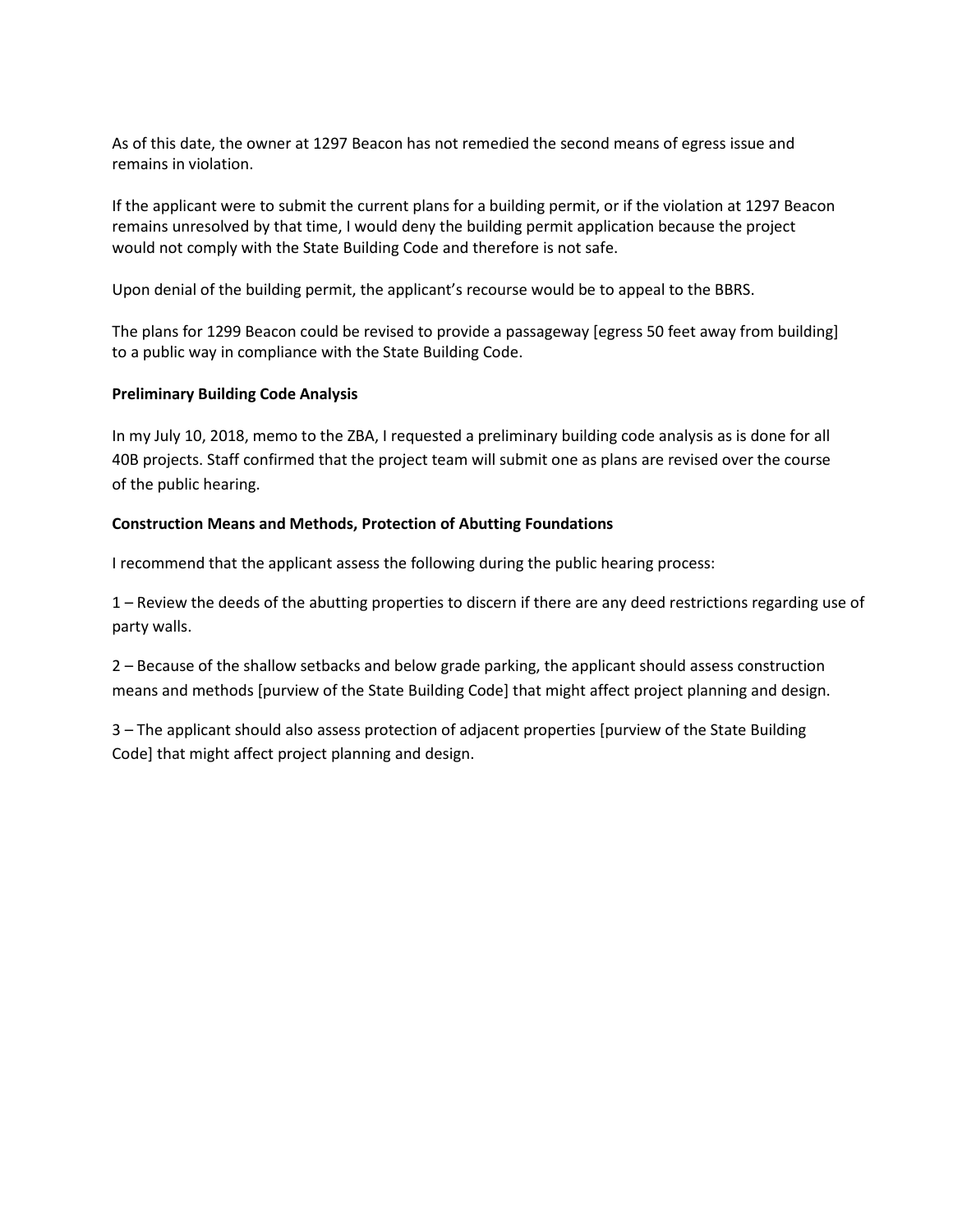As of this date, the owner at 1297 Beacon has not remedied the second means of egress issue and remains in violation.

If the applicant were to submit the current plans for a building permit, or if the violation at 1297 Beacon remains unresolved by that time, I would deny the building permit application because the project would not comply with the State Building Code and therefore is not safe.

Upon denial of the building permit, the applicant's recourse would be to appeal to the BBRS.

The plans for 1299 Beacon could be revised to provide a passageway [egress 50 feet away from building] to a public way in compliance with the State Building Code.

**Preliminary Building Code Analysis**

In my July 10, 2018, memo to the ZBA, I requested a preliminary building code analysis as is done for all 40B projects. Staff confirmed that the project team will submit one as plans are revised over the course of the public hearing.

**Construction Means and Methods, Protection of Abutting Foundations**

I recommend that the applicant assess the following during the public hearing process:

1 – Review the deeds of the abutting properties to discern if there are any deed restrictions regarding use of party walls.

2 – Because of the shallow setbacks and below grade parking, the applicant should assess construction means and methods [purview of the State Building Code] that might affect project planning and design.

3 – The applicant should also assess protection of adjacent properties [purview of the State Building Code] that might affect project planning and design.